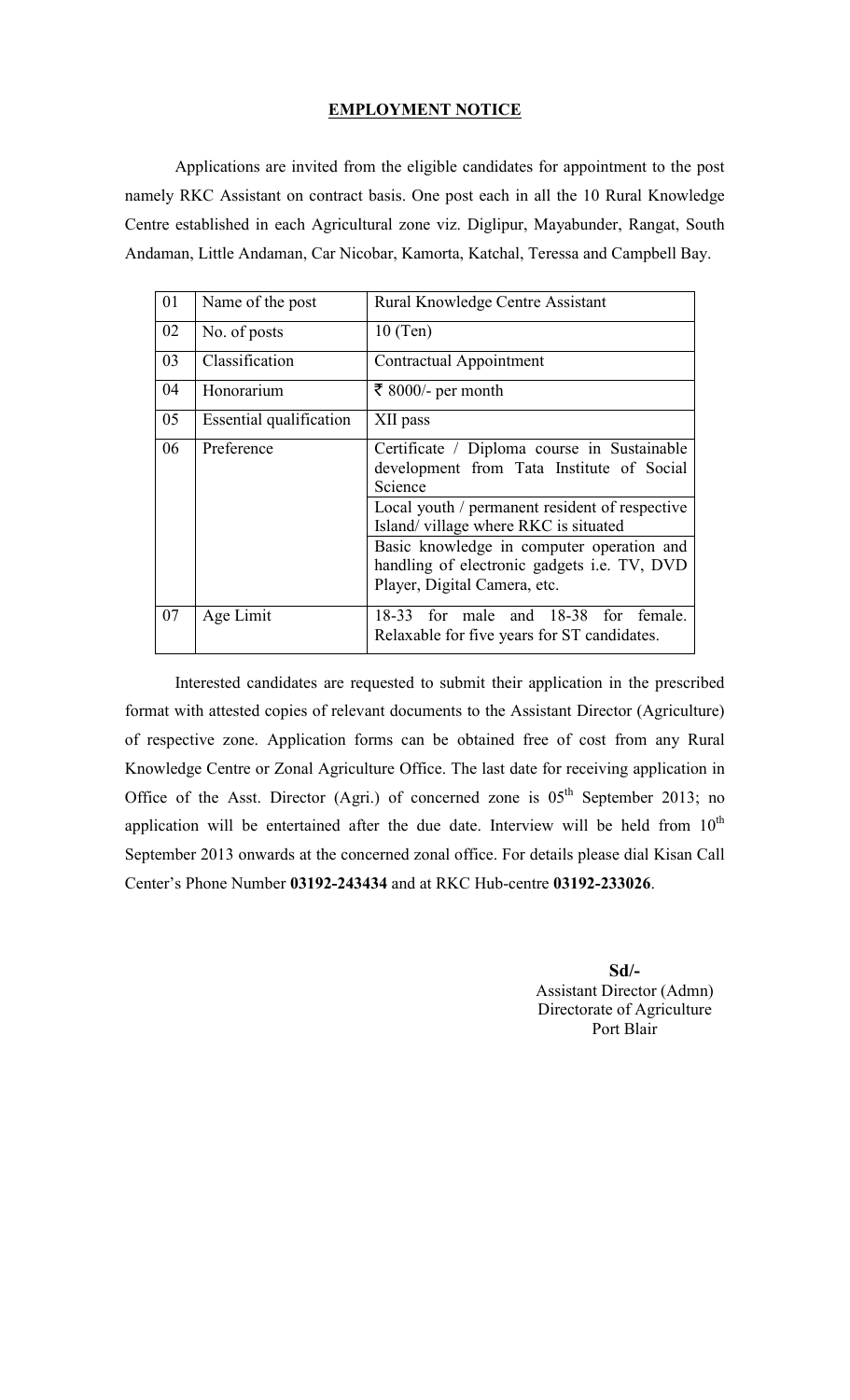# EMPLOYMENT NOTICE

Applications are invited from the eligible candidates for appointment to the post namely RKC Assistant on contract basis. One post each in all the 10 Rural Knowledge Centre established in each Agricultural zone viz. Diglipur, Mayabunder, Rangat, South Andaman, Little Andaman, Car Nicobar, Kamorta, Katchal, Teressa and Campbell Bay.

| | | |
|---|---|---|
| 01 | Name of the post | Rural Knowledge Centre Assistant |
| 02 | No. of posts | 10 (Ten) |
| 03 | Classification | Contractual Appointment |
| 04 | Honorarium | ₹ 8000/- per month |
| 05 | Essential qualification | XII pass |
| 06 | Preference | Certificate / Diploma course in Sustainable development from Tata Institute of Social Science |
| | | Local youth / permanent resident of respective Island/ village where RKC is situated |
| | | Basic knowledge in computer operation and handling of electronic gadgets i.e. TV, DVD Player, Digital Camera, etc. |
| 07 | Age Limit | 18-33 for male and 18-38 for female. Relaxable for five years for ST candidates. |

Interested candidates are requested to submit their application in the prescribed format with attested copies of relevant documents to the Assistant Director (Agriculture) of respective zone. Application forms can be obtained free of cost from any Rural Knowledge Centre or Zonal Agriculture Office. The last date for receiving application in Office of the Asst. Director (Agri.) of concerned zone is 05th September 2013; no application will be entertained after the due date. Interview will be held from 10th September 2013 onwards at the concerned zonal office. For details please dial Kisan Call Center's Phone Number **03192-243434** and at RKC Hub-centre **03192-233026**.

**Sd/-**
Assistant Director (Admn)
Directorate of Agriculture
Port Blair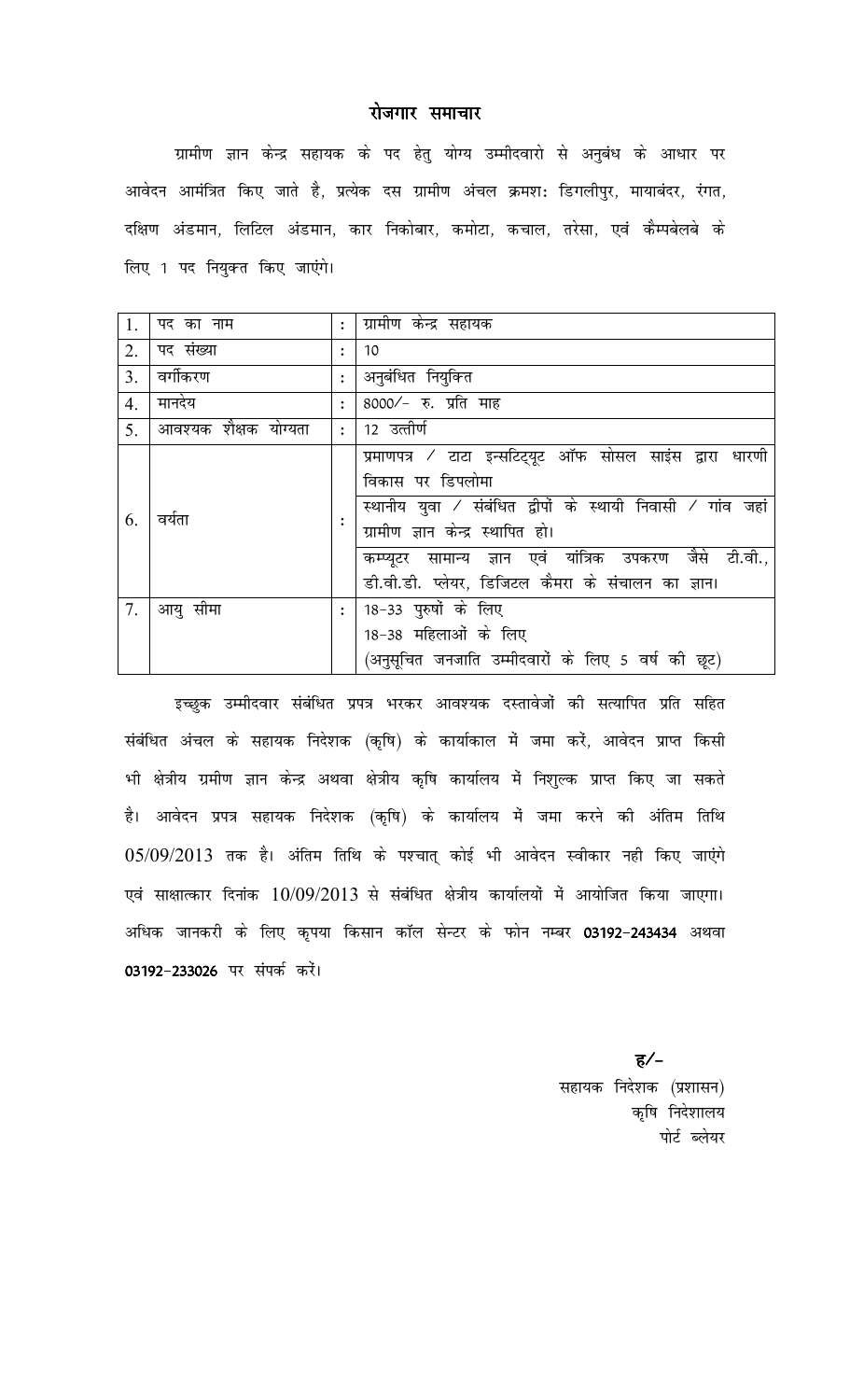# रोजगार समाचार

ग्रामीण ज्ञान केन्द्र सहायक के पद हेतु योग्य उम्मीदवारो से अनुबंध के आधार पर आवेदन आमंत्रित किए जाते है, प्रत्येक दस ग्रामीण अंचल क्रमश: डिगलीपुर, मायाबंदर, रंगत, दक्षिण अंडमान, लिटिल अंडमान, कार निकोबार, कमोटा, कचाल, तरेसा, एवं कैम्पबेलबे के लिए 1 पद नियुक्त किए जाएंगे।

| | | | |
|---|---|---|---|
| 1. | पद का नाम | : | ग्रामीण केन्द्र सहायक |
| 2. | पद संख्या | : | 10 |
| 3. | वर्गीकरण | : | अनुबंधित नियुक्ति |
| 4. | मानदेय | : | 8000/- रु. प्रति माह |
| 5. | आवश्यक शैक्षिक योग्यता | : | 12 उत्तीर्ण |
| 6. | वर्यता | : | प्रमाणपत्र / टाटा इन्सटिट्यूट ऑफ सोसल साइंस द्वारा धारणी विकास पर डिपलोमा<br>स्थानीय युवा / संबंधित द्वीपों के स्थायी निवासी / गांव जहां ग्रामीण ज्ञान केन्द्र स्थापित हो।<br>कम्प्यूटर सामान्य ज्ञान एवं यांत्रिक उपकरण जैसे टी.वी., डी.वी.डी. प्लेयर, डिजिटल कैमरा के संचालन का ज्ञान। |
| 7. | आयु सीमा | : | 18-33 पुरुषों के लिए<br>18-38 महिलाओं के लिए<br>(अनुसूचित जनजाति उम्मीदवारों के लिए 5 वर्ष की छूट) |

इच्छुक उम्मीदवार संबंधित प्रपत्र भरकर आवश्यक दस्तावेजों की सत्यापित प्रति सहित संबंधित अंचल के सहायक निदेशक (कृषि) के कार्याकाल में जमा करें, आवेदन प्राप्त किसी भी क्षेत्रीय ग्रमीण ज्ञान केन्द्र अथवा क्षेत्रीय कृषि कार्यालय में निशुल्क प्राप्त किए जा सकते है। आवेदन प्रपत्र सहायक निदेशक (कृषि) के कार्यालय में जमा करने की अंतिम तिथि 05/09/2013 तक है। अंतिम तिथि के पश्चात् कोई भी आवेदन स्वीकार नही किए जाएंगे एवं साक्षात्कार दिनांक 10/09/2013 से संबंधित क्षेत्रीय कार्यालयों में आयोजित किया जाएगा। अधिक जानकरी के लिए कृपया किसान कॉल सेन्टर के फोन नम्बर **03192-243434** अथवा **03192-233026** पर संपर्क करें।

ह/-

सहायक निदेशक (प्रशासन)
कृषि निदेशालय
पोर्ट ब्लेयर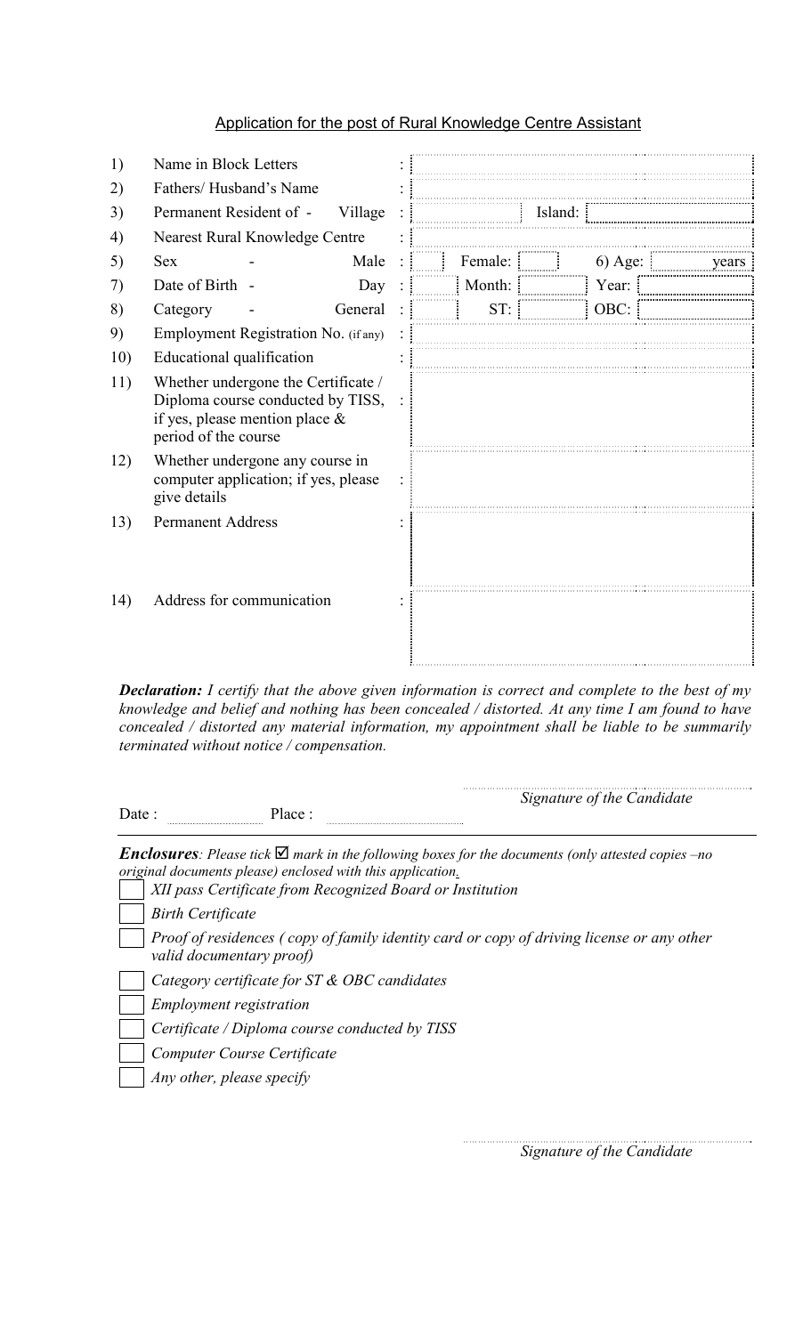## Application for the post of Rural Knowledge Centre Assistant

| | | | |
|---|---|---|---|
| 1) | Name in Block Letters | : | |
| 2) | Fathers/ Husband's Name | : | |
| 3) | Permanent Resident of - Village | : | Island: |
| 4) | Nearest Rural Knowledge Centre | : | |
| 5) | Sex - Male | : | Female: 6) Age: years |
| 7) | Date of Birth - Day | : | Month: Year: |
| 8) | Category - General | : | ST: OBC: |
| 9) | Employment Registration No. (if any) | : | |
| 10) | Educational qualification | : | |
| 11) | Whether undergone the Certificate / Diploma course conducted by TISS, if yes, please mention place & period of the course | : | |
| 12) | Whether undergone any course in computer application; if yes, please give details | : | |
| 13) | Permanent Address | : | |
| 14) | Address for communication | : | |

***Declaration:*** *I certify that the above given information is correct and complete to the best of my knowledge and belief and nothing has been concealed / distorted. At any time I am found to have concealed / distorted any material information, my appointment shall be liable to be summarily terminated without notice / compensation.*

Date : ............... Place : ...............

*Signature of the Candidate*

***Enclosures****: Please tick ☑ mark in the following boxes for the documents (only attested copies –no original documents please) enclosed with this application.*

- ☐ *XII pass Certificate from Recognized Board or Institution*
- ☐ *Birth Certificate*
- ☐ *Proof of residences ( copy of family identity card or copy of driving license or any other valid documentary proof)*
- ☐ *Category certificate for ST & OBC candidates*
- ☐ *Employment registration*
- ☐ *Certificate / Diploma course conducted by TISS*
- ☐ *Computer Course Certificate*
- ☐ *Any other, please specify*

*Signature of the Candidate*